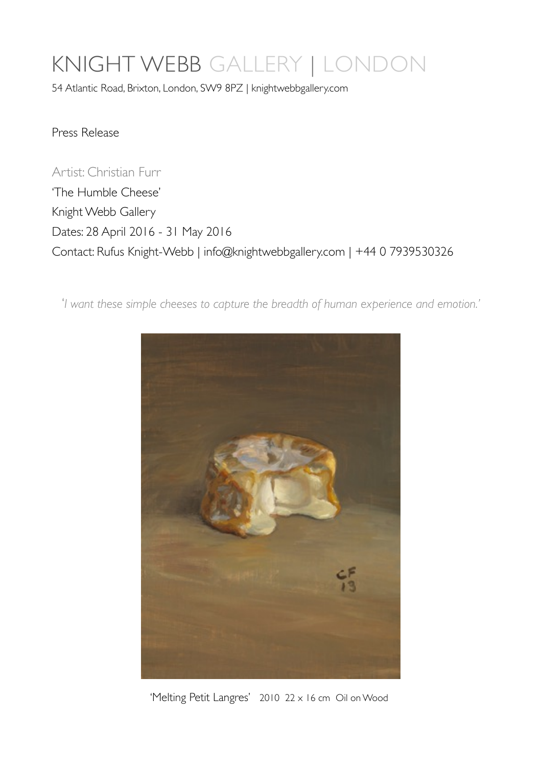# KNIGHT WEBB GALLERY | LONDON

54 Atlantic Road, Brixton, London, SW9 8PZ | knightwebbgallery.com

Press Release

Artist: Christian Furr

'The Humble Cheese'

Knight Webb Gallery

Dates: 28 April 2016 - 31 May 2016

Contact: Rufus Knight-Webb | info@knightwebbgallery.com | +44 0 7939530326

*'I want these simple cheeses to capture the breadth of human experience and emotion.'*

'Melting Petit Langres' 2010 22 x 16 cm Oil on Wood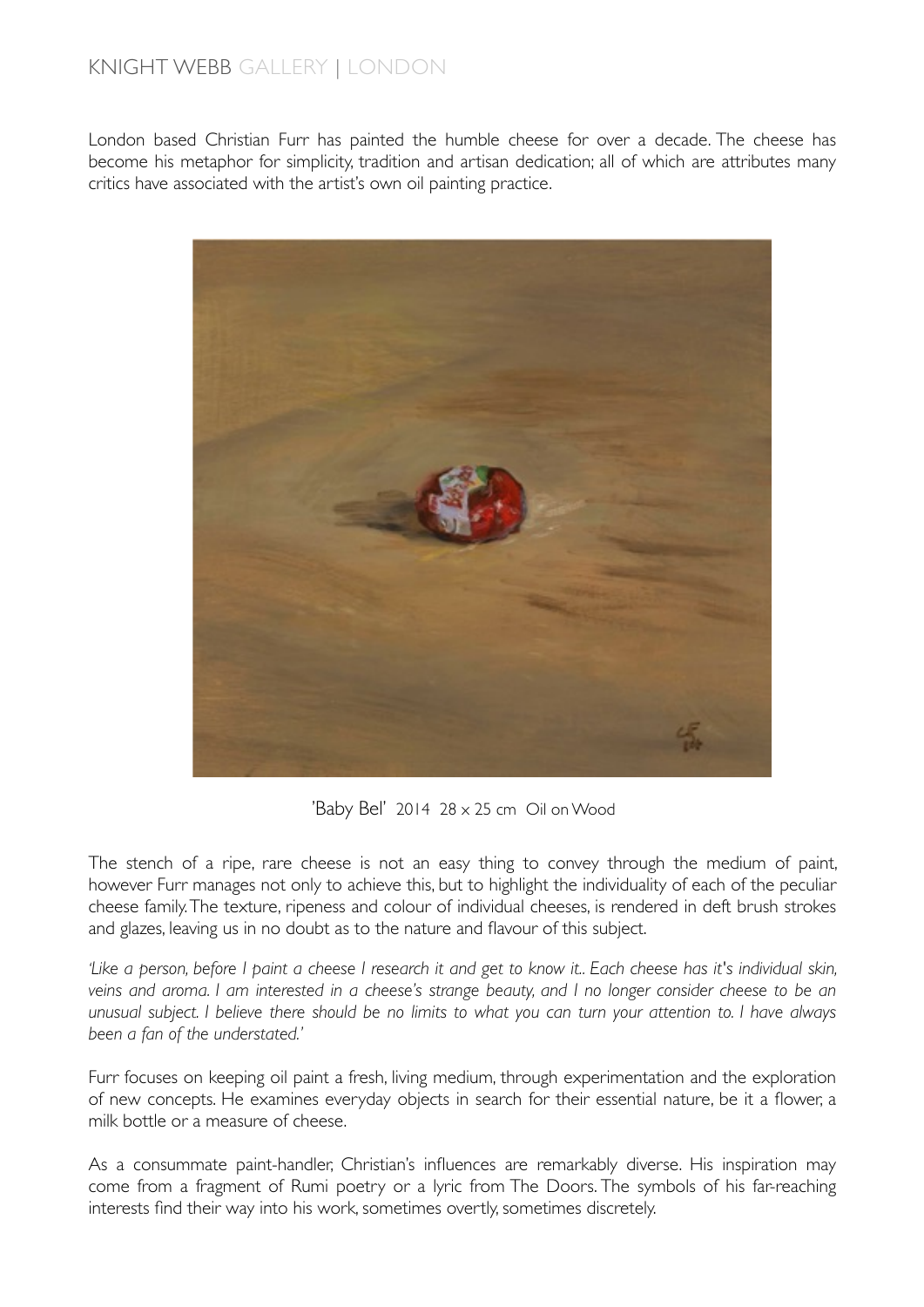London based Christian Furr has painted the humble cheese for over a decade. The cheese has become his metaphor for simplicity, tradition and artisan dedication; all of which are attributes many critics have associated with the artist's own oil painting practice.

'Baby Bel' 2014 28 x 25 cm Oil on Wood

The stench of a ripe, rare cheese is not an easy thing to convey through the medium of paint, however Furr manages not only to achieve this, but to highlight the individuality of each of the peculiar cheese family. The texture, ripeness and colour of individual cheeses, is rendered in deft brush strokes and glazes, leaving us in no doubt as to the nature and flavour of this subject.

*'Like a person, before I paint a cheese I research it and get to know it.. Each cheese has it's individual skin, veins and aroma. I am interested in a cheese's strange beauty, and I no longer consider cheese to be an unusual subject. I believe there should be no limits to what you can turn your attention to. I have always been a fan of the understated.'*

Furr focuses on keeping oil paint a fresh, living medium, through experimentation and the exploration of new concepts. He examines everyday objects in search for their essential nature, be it a flower, a milk bottle or a measure of cheese.

As a consummate paint-handler, Christian's influences are remarkably diverse. His inspiration may come from a fragment of Rumi poetry or a lyric from The Doors. The symbols of his far-reaching interests find their way into his work, sometimes overtly, sometimes discretely.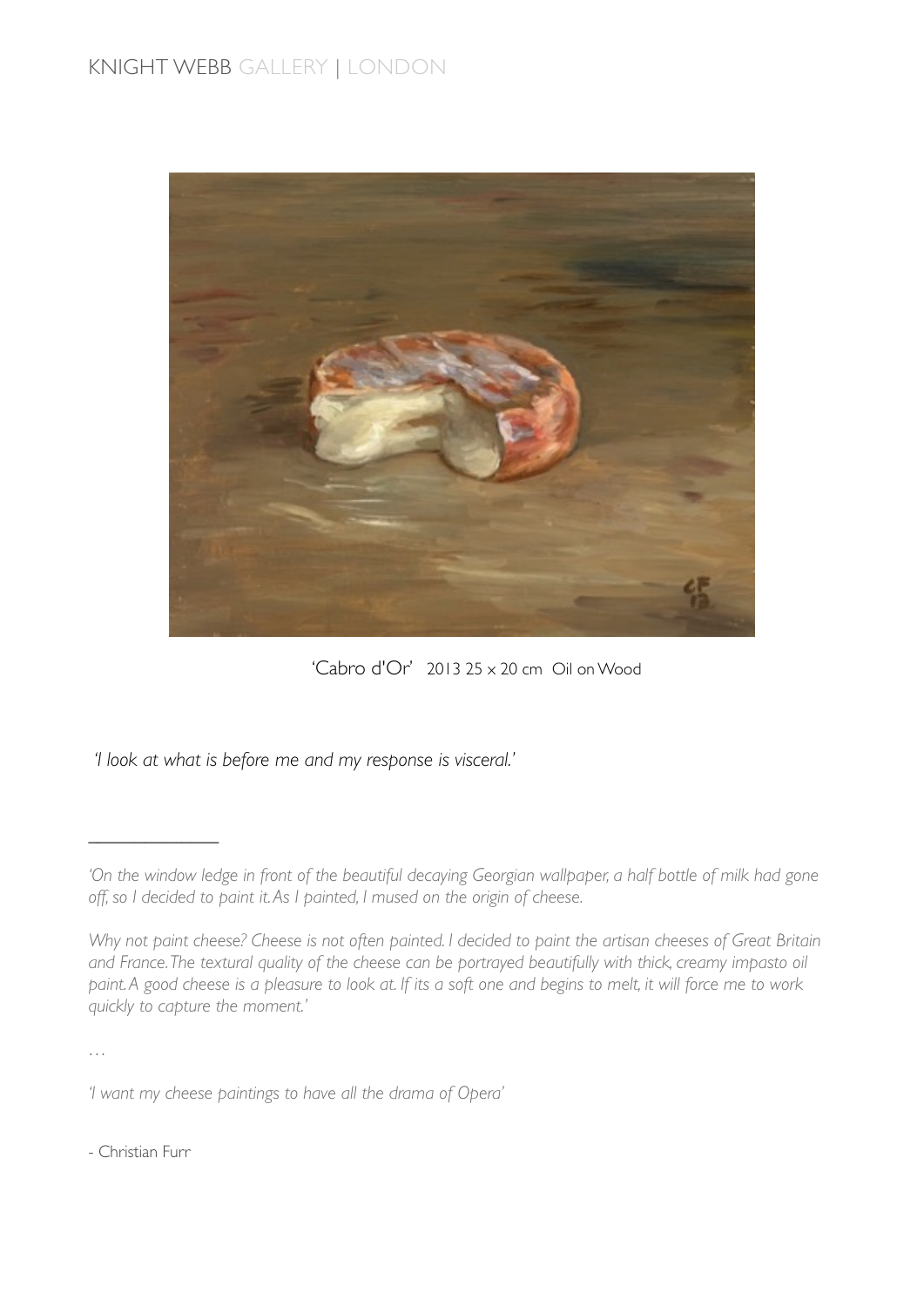KNIGHT WEBB GALLERY | LONDON

'Cabro d'Or' 2013 25 x 20 cm Oil on Wood

*'I look at what is before me and my response is visceral.'*

---

*'On the window ledge in front of the beautiful decaying Georgian wallpaper, a half bottle of milk had gone off, so I decided to paint it. As I painted, I mused on the origin of cheese.*

*Why not paint cheese? Cheese is not often painted. I decided to paint the artisan cheeses of Great Britain and France. The textural quality of the cheese can be portrayed beautifully with thick, creamy impasto oil paint. A good cheese is a pleasure to look at. If its a soft one and begins to melt, it will force me to work quickly to capture the moment.'*

…

*'I want my cheese paintings to have all the drama of Opera'*

- Christian Furr